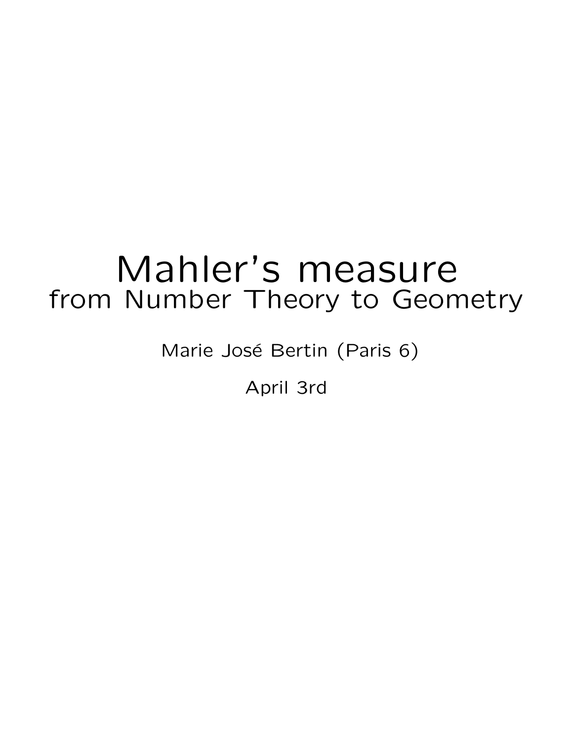# Mahler's measure
## from Number Theory to Geometry

Marie José Bertin (Paris 6)

April 3rd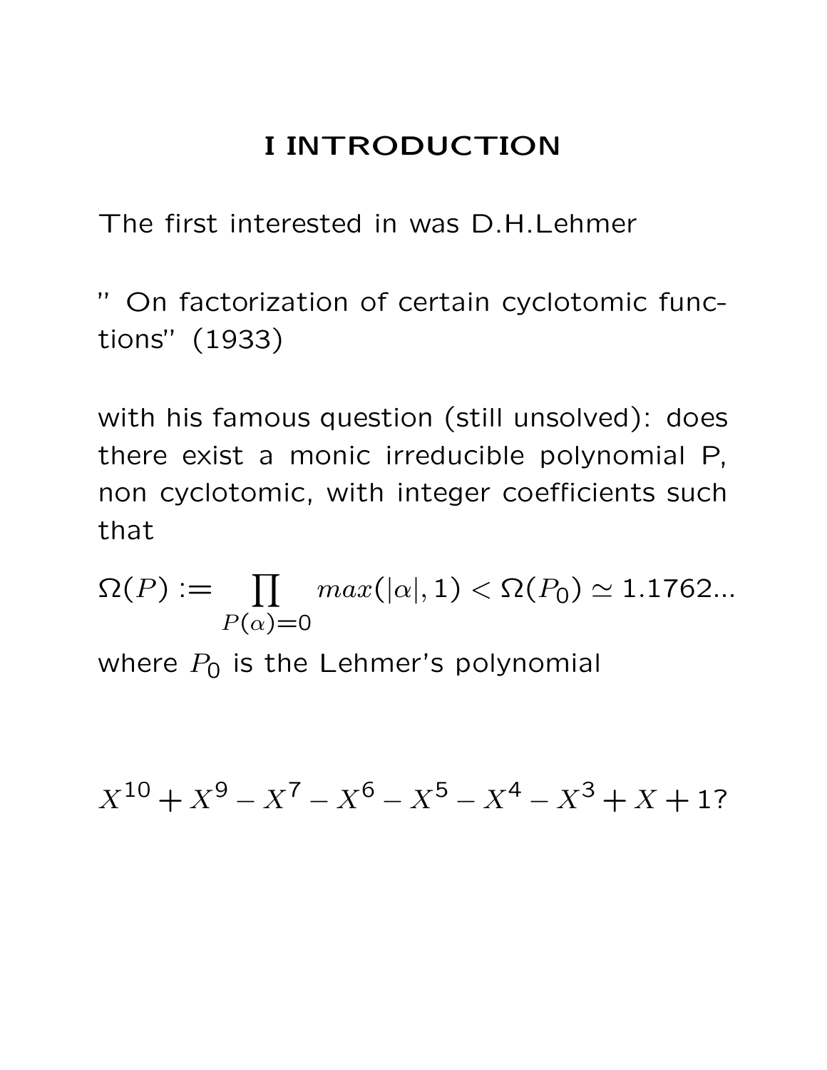# I INTRODUCTION

The first interested in was D.H.Lehmer

" On factorization of certain cyclotomic functions" (1933)

with his famous question (still unsolved): does there exist a monic irreducible polynomial P, non cyclotomic, with integer coefficients such that

$$\Omega(P) := \prod_{P(\alpha)=0} max(|\alpha|, 1) < \Omega(P_0) \simeq 1.1762...$$

where $P_0$ is the Lehmer's polynomial

$$X^{10} + X^9 - X^7 - X^6 - X^5 - X^4 - X^3 + X + 1?$$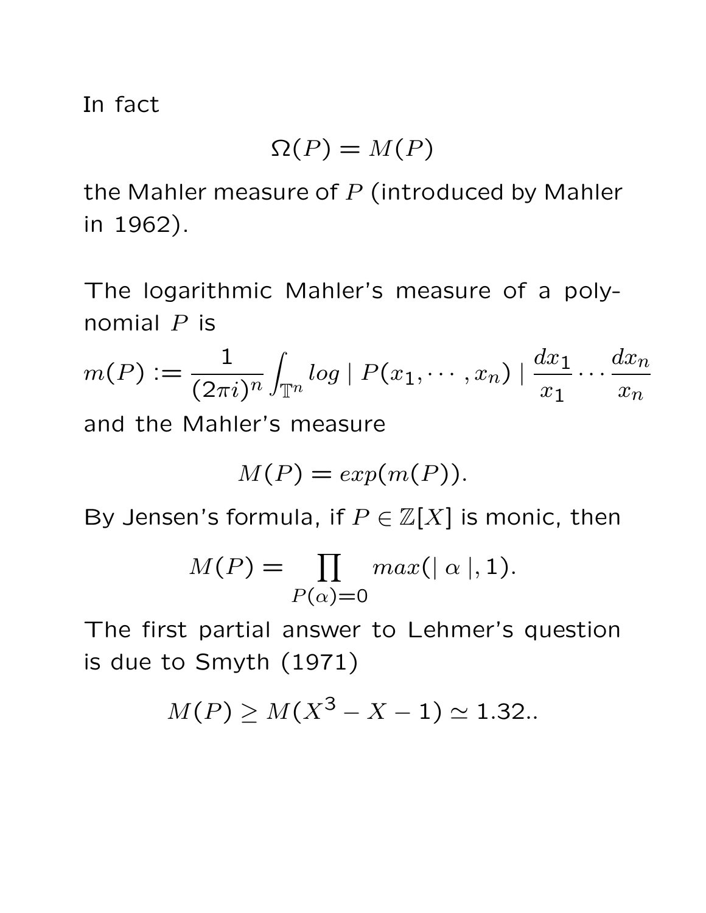In fact

$$\Omega(P) = M(P)$$

the Mahler measure of $P$ (introduced by Mahler in 1962).

The logarithmic Mahler's measure of a polynomial $P$ is

$$m(P) := \frac{1}{(2\pi i)^n} \int_{\mathbb{T}^n} log \mid P(x_1, \cdots, x_n) \mid \frac{dx_1}{x_1} \cdots \frac{dx_n}{x_n}$$

and the Mahler's measure

$$M(P) = exp(m(P)).$$

By Jensen's formula, if $P \in \mathbb{Z}[X]$ is monic, then

$$M(P) = \prod_{P(\alpha)=0} max(\mid \alpha \mid, 1).$$

The first partial answer to Lehmer's question is due to Smyth (1971)

$$M(P) \geq M(X^3 - X - 1) \simeq 1.32..$$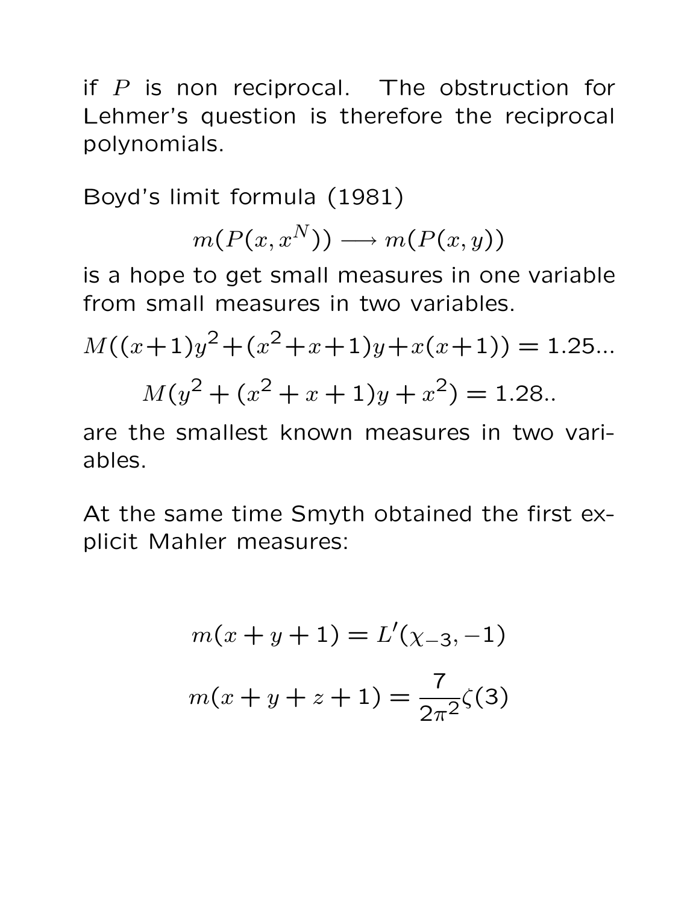if $P$ is non reciprocal. The obstruction for Lehmer's question is therefore the reciprocal polynomials.

Boyd's limit formula (1981)

$$m(P(x, x^N)) \longrightarrow m(P(x,y))$$

is a hope to get small measures in one variable from small measures in two variables.

$$M((x+1)y^2+(x^2+x+1)y+x(x+1)) = 1.25...$$

$$M(y^2+(x^2+x+1)y+x^2) = 1.28..$$

are the smallest known measures in two variables.

At the same time Smyth obtained the first explicit Mahler measures:

$$m(x+y+1) = L'(\chi_{-3}, -1)$$

$$m(x+y+z+1) = \frac{7}{2\pi^2}\zeta(3)$$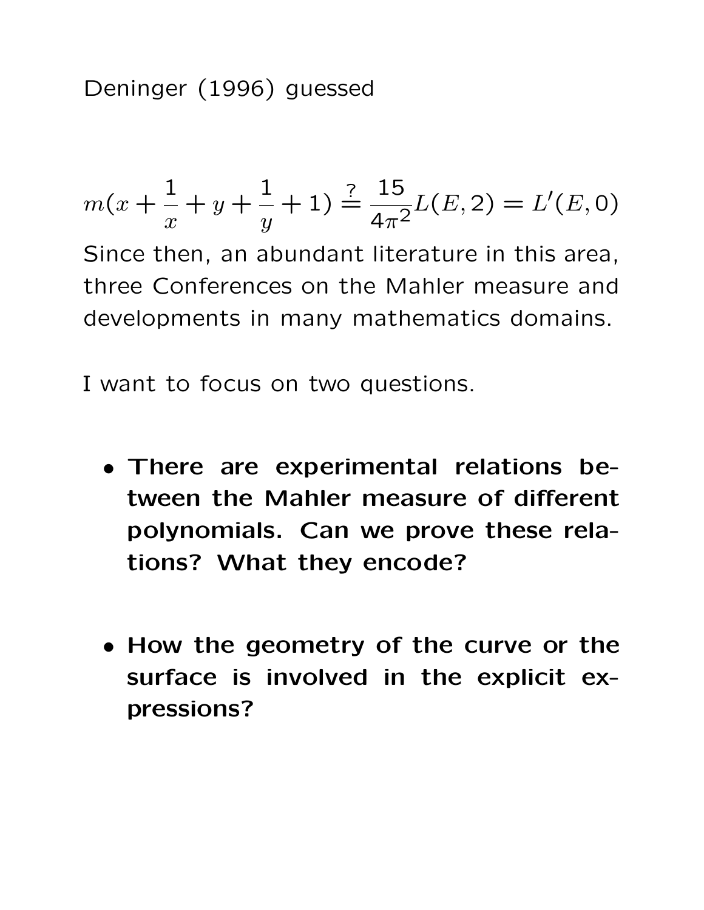Deninger (1996) guessed

$$m(x + \frac{1}{x} + y + \frac{1}{y} + 1) \stackrel{?}{=} \frac{15}{4\pi^2} L(E, 2) = L'(E, 0)$$

Since then, an abundant literature in this area, three Conferences on the Mahler measure and developments in many mathematics domains.

I want to focus on two questions.

- **There are experimental relations between the Mahler measure of different polynomials. Can we prove these relations? What they encode?**

- **How the geometry of the curve or the surface is involved in the explicit expressions?**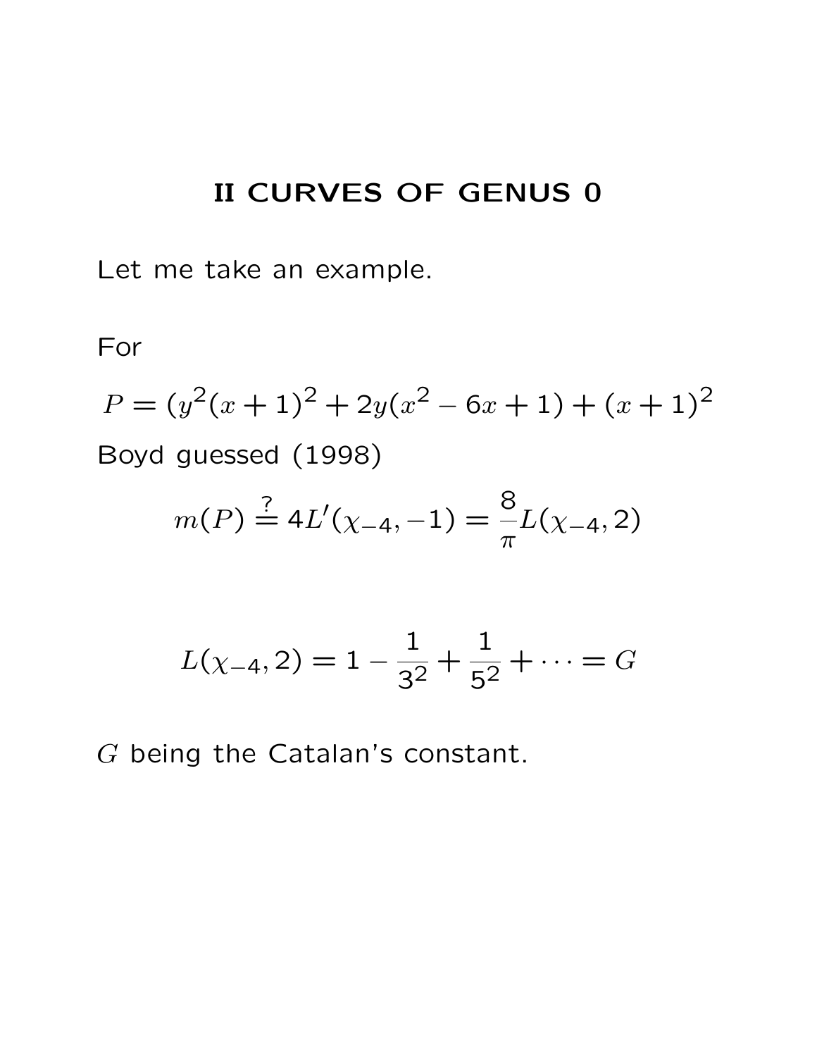# II CURVES OF GENUS 0

Let me take an example.

For

$$P = (y^2(x+1)^2 + 2y(x^2 - 6x + 1) + (x+1)^2$$

Boyd guessed (1998)

$$m(P) \stackrel{?}{=} 4L'(\chi_{-4}, -1) = \frac{8}{\pi} L(\chi_{-4}, 2)$$

$$L(\chi_{-4}, 2) = 1 - \frac{1}{3^2} + \frac{1}{5^2} + \cdots = G$$

$G$ being the Catalan's constant.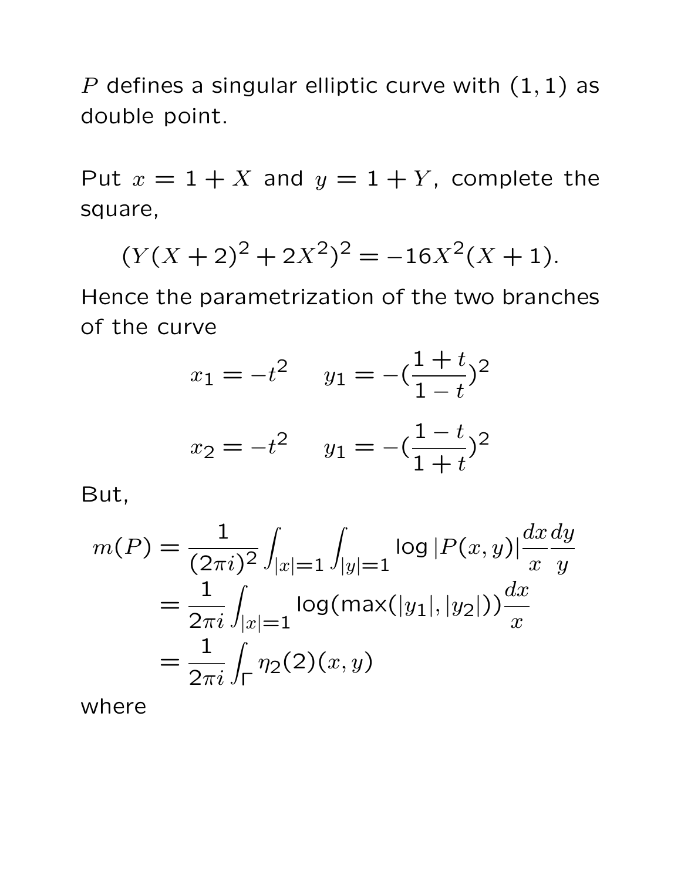$P$ defines a singular elliptic curve with $(1,1)$ as double point.

Put $x = 1 + X$ and $y = 1 + Y$, complete the square,

$$(Y(X+2)^2 + 2X^2)^2 = -16X^2(X+1).$$

Hence the parametrization of the two branches of the curve

$$x_1 = -t^2 \qquad y_1 = -(\frac{1+t}{1-t})^2$$

$$x_2 = -t^2 \qquad y_1 = -(\frac{1-t}{1+t})^2$$

But,

$$\begin{aligned} m(P) &= \frac{1}{(2\pi i)^2} \int_{|x|=1} \int_{|y|=1} \log|P(x,y)| \frac{dx}{x} \frac{dy}{y} \\ &= \frac{1}{2\pi i} \int_{|x|=1} \log(\max(|y_1|, |y_2|)) \frac{dx}{x} \\ &= \frac{1}{2\pi i} \int_{\Gamma} \eta_2(2)(x,y) \end{aligned}$$

where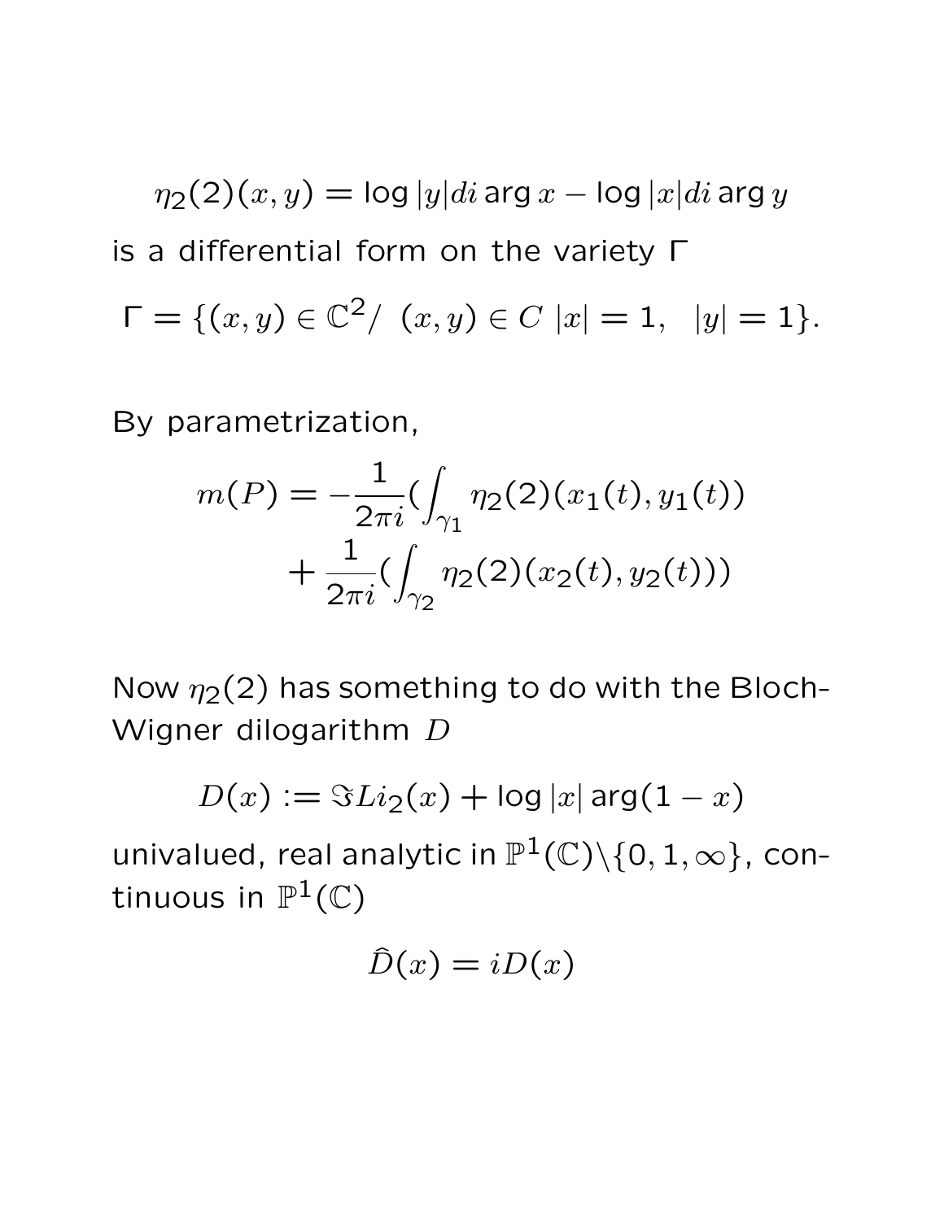$$\eta_2(2)(x,y) = \log|y| di \arg x - \log|x| di \arg y$$

is a differential form on the variety $\Gamma$

$$\Gamma = \{(x,y) \in \mathbb{C}^2/ \ (x,y) \in C \ |x| = 1, \ \ |y| = 1\}.$$

By parametrization,

$$m(P) = -\frac{1}{2\pi i}(\int_{\gamma_1} \eta_2(2)(x_1(t), y_1(t)) + \frac{1}{2\pi i}(\int_{\gamma_2} \eta_2(2)(x_2(t), y_2(t)))$$

Now $\eta_2(2)$ has something to do with the Bloch-Wigner dilogarithm $D$

$$D(x) := \Im Li_2(x) + \log|x| \arg(1-x)$$

univalued, real analytic in $\mathbb{P}^1(\mathbb{C})\backslash\{0, 1, \infty\}$, continuous in $\mathbb{P}^1(\mathbb{C})$

$$\hat{D}(x) = iD(x)$$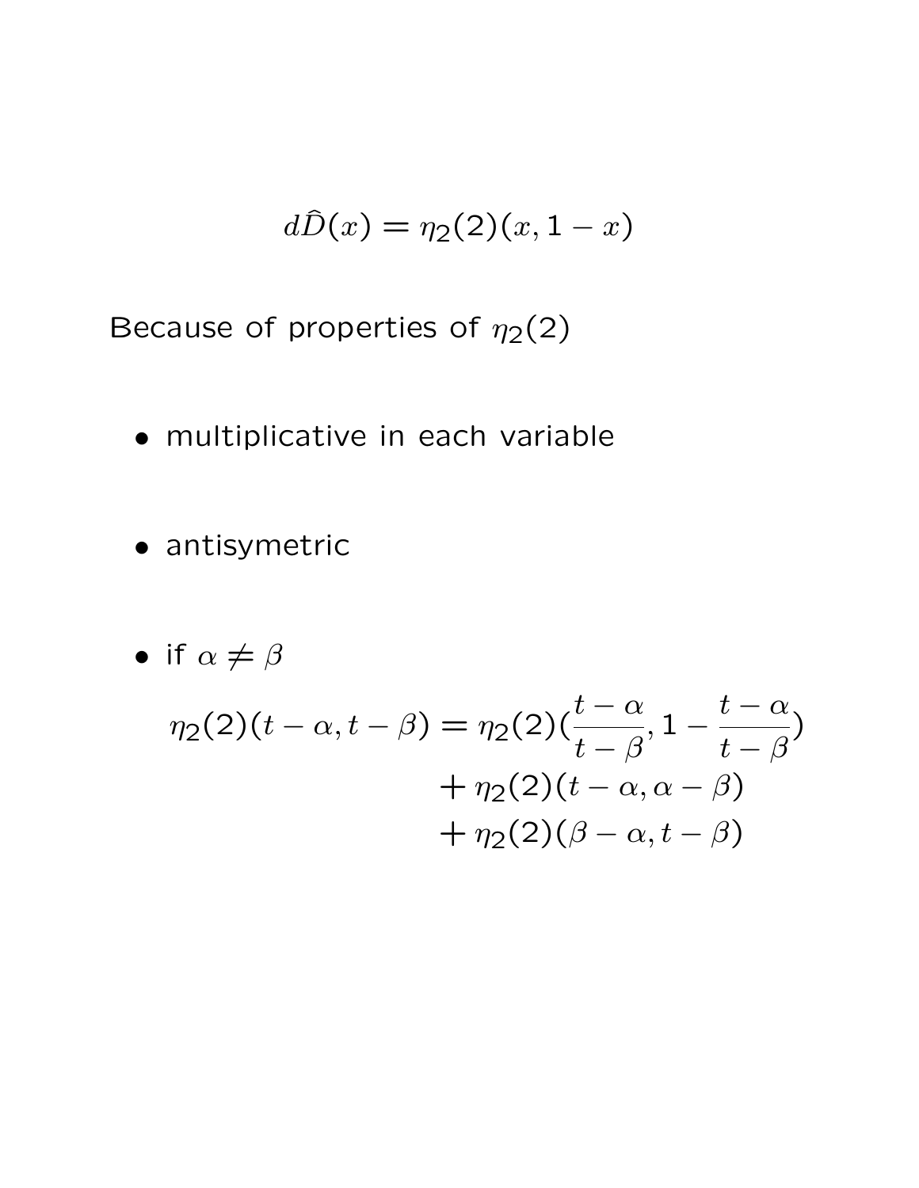$$d\widehat{D}(x) = \eta_2(2)(x, 1-x)$$

Because of properties of $\eta_2(2)$

- multiplicative in each variable
- antisymetric
- if $\alpha \neq \beta$

$$\begin{aligned}
\eta_2(2)(t-\alpha, t-\beta) = \eta_2(2)(&\frac{t-\alpha}{t-\beta}, 1-\frac{t-\alpha}{t-\beta}) \\
&+ \eta_2(2)(t-\alpha, \alpha-\beta) \\
&+ \eta_2(2)(\beta-\alpha, t-\beta)
\end{aligned}$$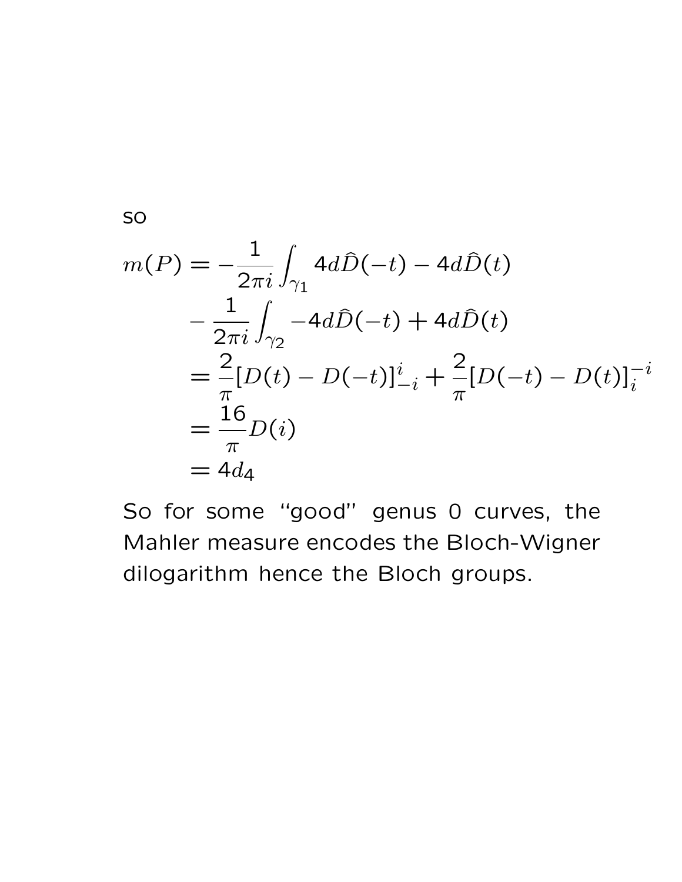so

$$
\begin{aligned}
m(P) &= -\frac{1}{2\pi i}\int_{\gamma_1} 4d\widehat{D}(-t) - 4d\widehat{D}(t) \\
&\quad - \frac{1}{2\pi i}\int_{\gamma_2} -4d\widehat{D}(-t) + 4d\widehat{D}(t) \\
&= \frac{2}{\pi}[D(t) - D(-t)]_{-i}^{i} + \frac{2}{\pi}[D(-t) - D(t)]_{i}^{-i} \\
&= \frac{16}{\pi}D(i) \\
&= 4d_4
\end{aligned}
$$

So for some "good" genus 0 curves, the Mahler measure encodes the Bloch-Wigner dilogarithm hence the Bloch groups.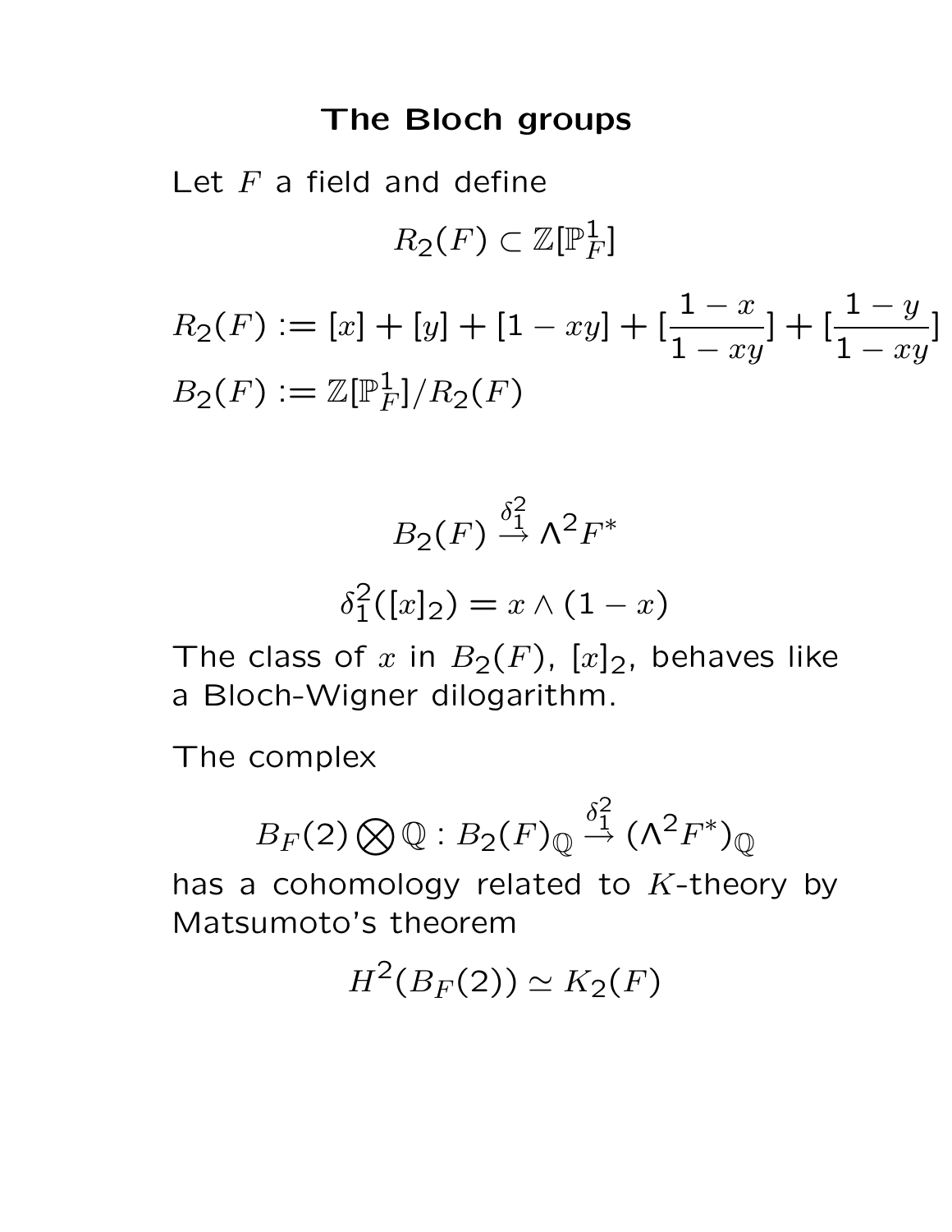# The Bloch groups

Let $F$ a field and define

$$R_2(F) \subset \mathbb{Z}[\mathbb{P}^1_F]$$

$$R_2(F) := [x] + [y] + [1 - xy] + [\frac{1-x}{1-xy}] + [\frac{1-y}{1-xy}]$$

$$B_2(F) := \mathbb{Z}[\mathbb{P}^1_F]/R_2(F)$$

$$B_2(F) \stackrel{\delta_1^2}{\to} \Lambda^2 F^*$$

$$\delta_1^2([x]_2) = x \wedge (1-x)$$

The class of $x$ in $B_2(F)$, $[x]_2$, behaves like a Bloch-Wigner dilogarithm.

The complex

$$B_F(2) \bigotimes \mathbb{Q} : B_2(F)_{\mathbb{Q}} \stackrel{\delta_1^2}{\to} (\Lambda^2 F^*)_{\mathbb{Q}}$$

has a cohomology related to $K$-theory by Matsumoto's theorem

$$H^2(B_F(2)) \simeq K_2(F)$$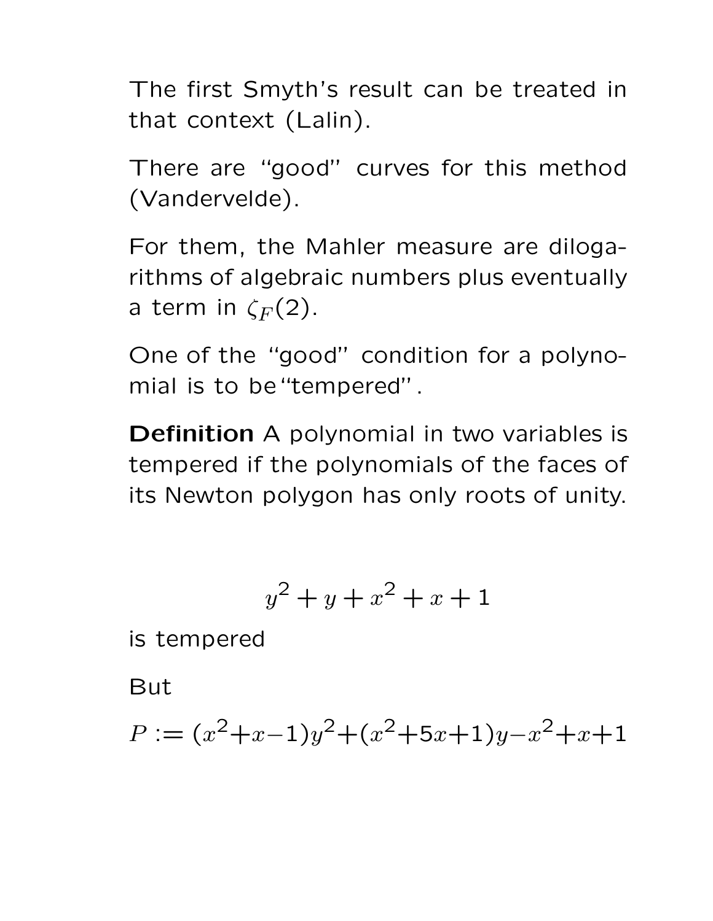The first Smyth's result can be treated in that context (Lalin).

There are "good" curves for this method (Vandervelde).

For them, the Mahler measure are dilogarithms of algebraic numbers plus eventually a term in $\zeta_F(2)$.

One of the "good" condition for a polynomial is to be "tempered".

**Definition** A polynomial in two variables is tempered if the polynomials of the faces of its Newton polygon has only roots of unity.

$$y^2 + y + x^2 + x + 1$$

is tempered

But

$P := (x^2+x-1)y^2+(x^2+5x+1)y-x^2+x+1$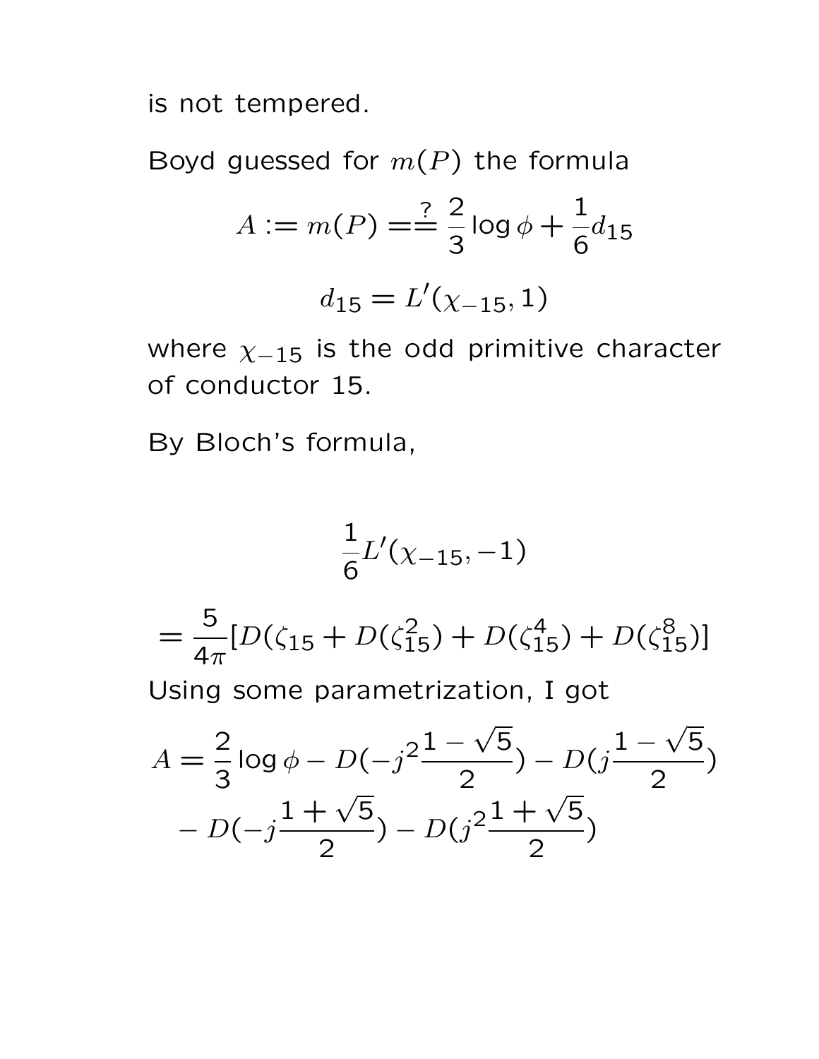is not tempered.

Boyd guessed for $m(P)$ the formula

$$A := m(P) \stackrel{?}{=\!=} \frac{2}{3}\log\phi + \frac{1}{6}d_{15}$$

$$d_{15} = L'(\chi_{-15}, 1)$$

where $\chi_{-15}$ is the odd primitive character of conductor 15.

By Bloch's formula,

$$\frac{1}{6}L'(\chi_{-15}, -1)$$

$$= \frac{5}{4\pi}[D(\zeta_{15} + D(\zeta_{15}^2) + D(\zeta_{15}^4) + D(\zeta_{15}^8)]$$

Using some parametrization, I got

$$A = \frac{2}{3}\log\phi - D(-j^2\frac{1-\sqrt{5}}{2}) - D(j\frac{1-\sqrt{5}}{2})$$
$$- D(-j\frac{1+\sqrt{5}}{2}) - D(j^2\frac{1+\sqrt{5}}{2})$$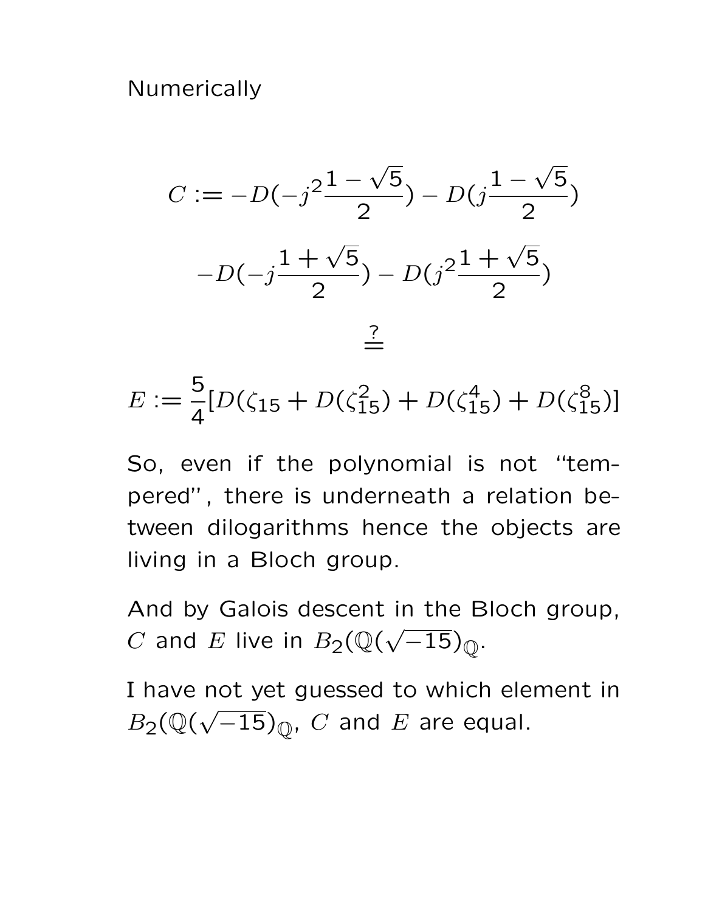Numerically

$$C := -D(-j^2\frac{1-\sqrt{5}}{2}) - D(j\frac{1-\sqrt{5}}{2})$$

$$-D(-j\frac{1+\sqrt{5}}{2}) - D(j^2\frac{1+\sqrt{5}}{2})$$

$$\stackrel{?}{=}$$

$$E := \frac{5}{4}[D(\zeta_{15} + D(\zeta_{15}^2) + D(\zeta_{15}^4) + D(\zeta_{15}^8)]$$

So, even if the polynomial is not "tempered", there is underneath a relation between dilogarithms hence the objects are living in a Bloch group.

And by Galois descent in the Bloch group, $C$ and $E$ live in $B_2(\mathbb{Q}(\sqrt{-15})_{\mathbb{Q}}$.

I have not yet guessed to which element in $B_2(\mathbb{Q}(\sqrt{-15})_{\mathbb{Q}}$, $C$ and $E$ are equal.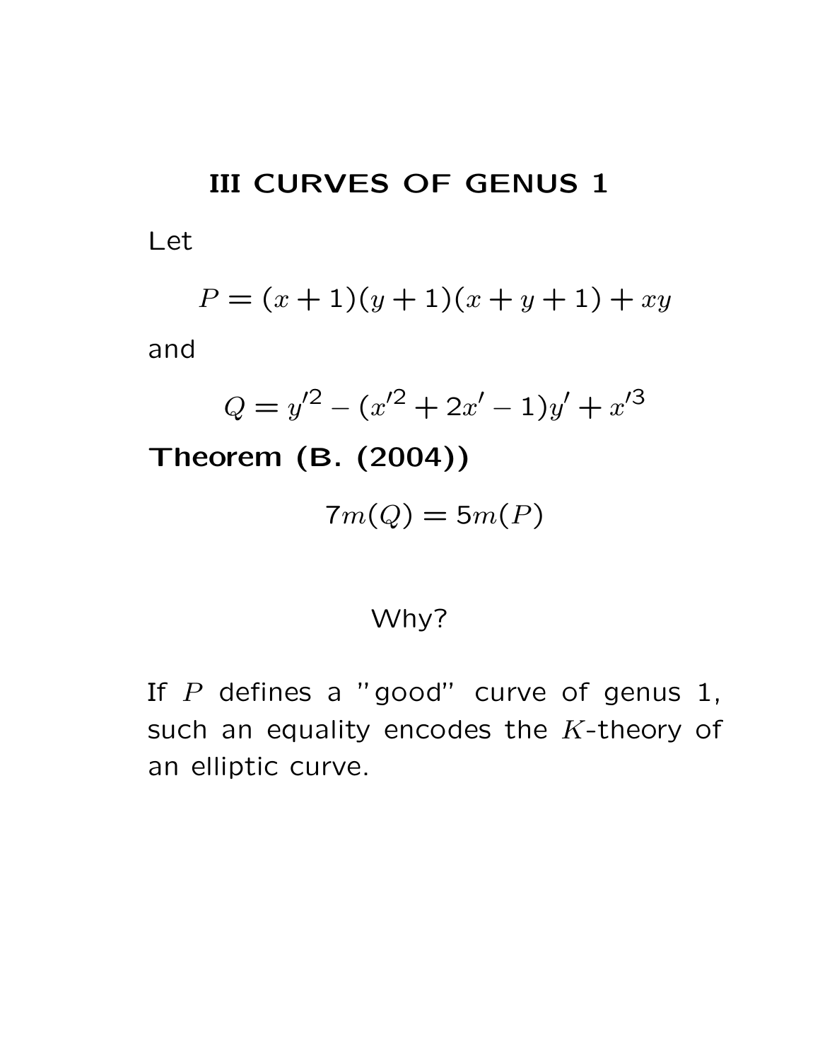# III CURVES OF GENUS 1

Let

$$P = (x+1)(y+1)(x+y+1) + xy$$

and

$$Q = y'^2 - (x'^2 + 2x' - 1)y' + x'^3$$

**Theorem (B. (2004))**

$$7m(Q) = 5m(P)$$

Why?

If $P$ defines a "good" curve of genus 1, such an equality encodes the $K$-theory of an elliptic curve.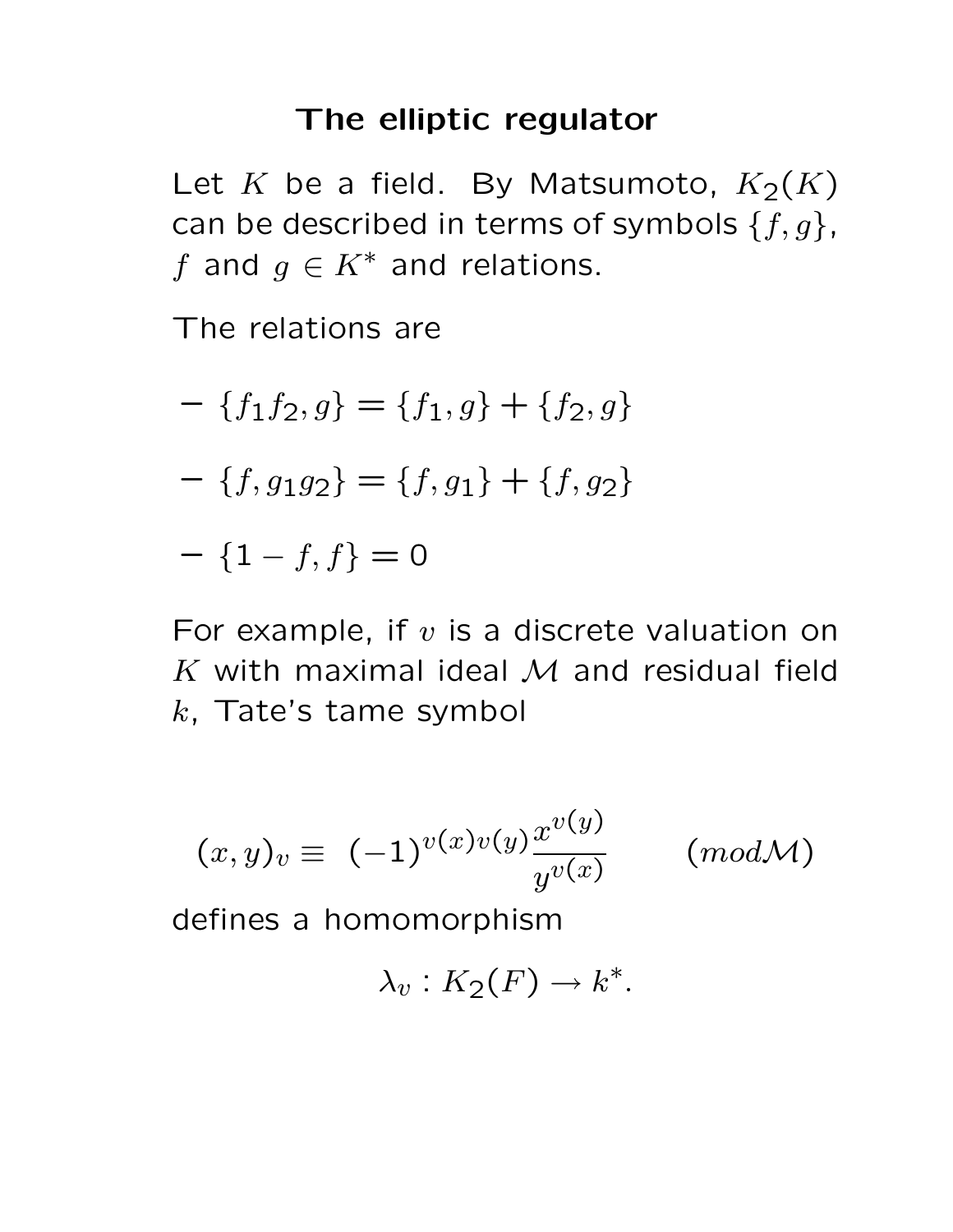## The elliptic regulator

Let $K$ be a field. By Matsumoto, $K_2(K)$ can be described in terms of symbols $\{f, g\}$, $f$ and $g \in K^*$ and relations.

The relations are

- $\{f_1 f_2, g\} = \{f_1, g\} + \{f_2, g\}$
- $\{f, g_1 g_2\} = \{f, g_1\} + \{f, g_2\}$
- $\{1 - f, f\} = 0$

For example, if $v$ is a discrete valuation on $K$ with maximal ideal $\mathcal{M}$ and residual field $k$, Tate's tame symbol

$$(x, y)_v \equiv \ (-1)^{v(x)v(y)} \frac{x^{v(y)}}{y^{v(x)}} \qquad (mod \mathcal{M})$$

defines a homomorphism

$$\lambda_v : K_2(F) \to k^*.$$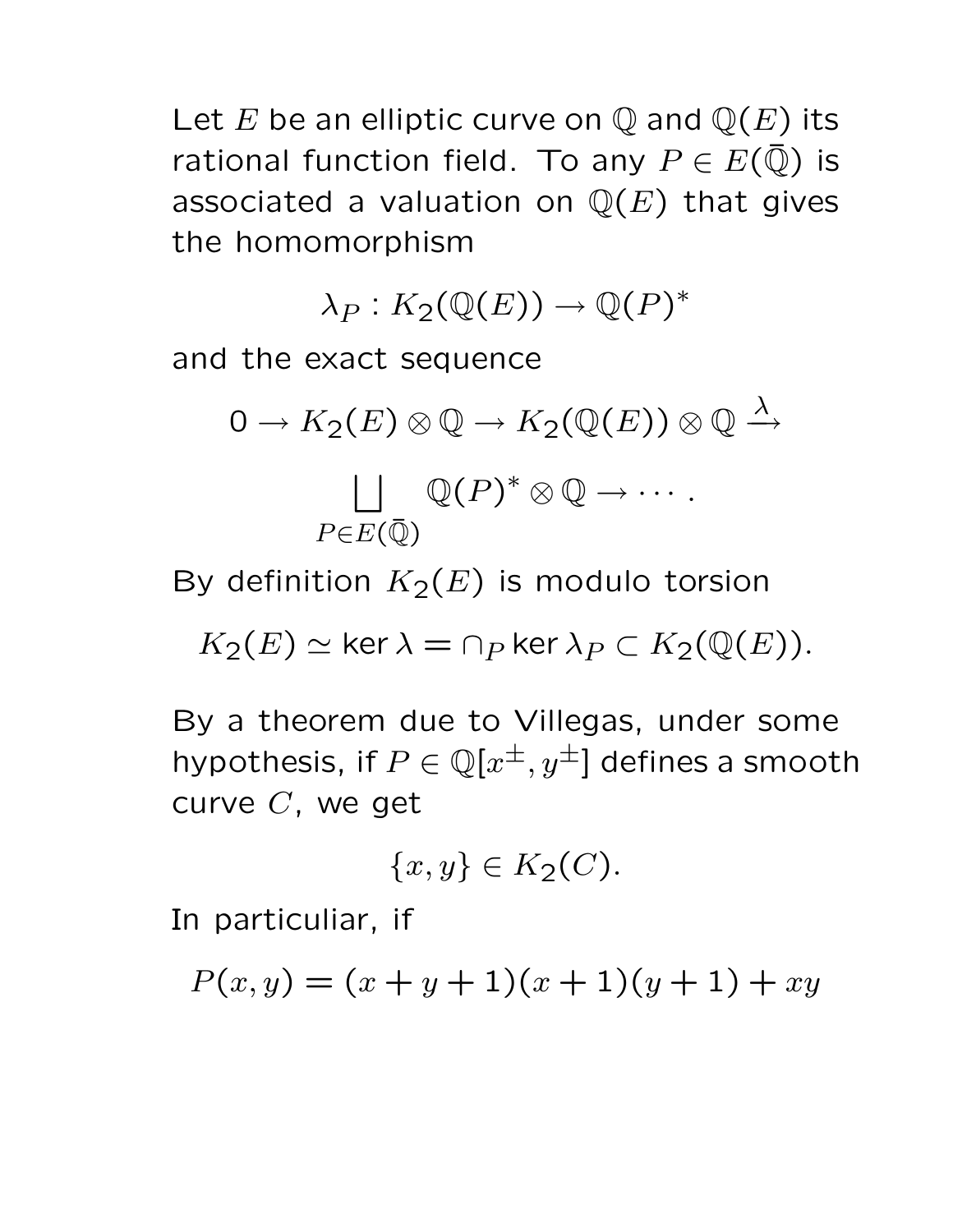Let $E$ be an elliptic curve on $\mathbb{Q}$ and $\mathbb{Q}(E)$ its rational function field. To any $P \in E(\bar{\mathbb{Q}})$ is associated a valuation on $\mathbb{Q}(E)$ that gives the homomorphism

$$\lambda_P : K_2(\mathbb{Q}(E)) \to \mathbb{Q}(P)^*$$

and the exact sequence

$$0 \to K_2(E) \otimes \mathbb{Q} \to K_2(\mathbb{Q}(E)) \otimes \mathbb{Q} \xrightarrow{\lambda} \coprod_{P \in E(\bar{\mathbb{Q}})} \mathbb{Q}(P)^* \otimes \mathbb{Q} \to \cdots .$$

By definition $K_2(E)$ is modulo torsion

$$K_2(E) \simeq \ker \lambda = \cap_P \ker \lambda_P \subset K_2(\mathbb{Q}(E)).$$

By a theorem due to Villegas, under some hypothesis, if $P \in \mathbb{Q}[x^{\pm}, y^{\pm}]$ defines a smooth curve $C$, we get

$$\{x, y\} \in K_2(C).$$

In particuliar, if

$$P(x, y) = (x + y + 1)(x + 1)(y + 1) + xy$$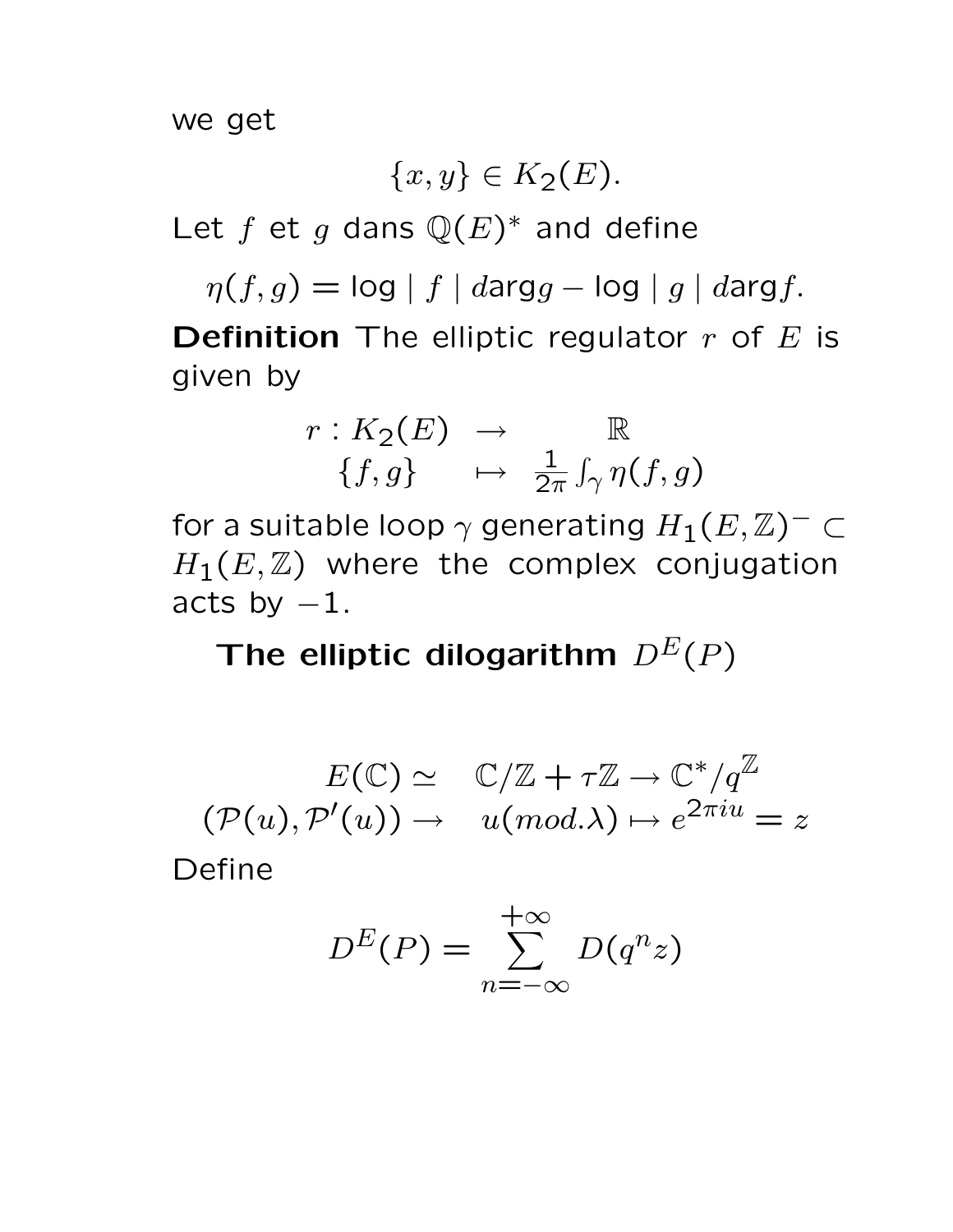we get

$$\{x, y\} \in K_2(E).$$

Let $f$ et $g$ dans $\mathbb{Q}(E)^*$ and define

$$\eta(f,g) = \log \mid f \mid d\arg g - \log \mid g \mid d\arg f.$$

**Definition** The elliptic regulator $r$ of $E$ is given by

$$\begin{array}{rcl} r : K_2(E) & \rightarrow & \mathbb{R} \\ \{f, g\} & \mapsto & \frac{1}{2\pi} \int_\gamma \eta(f,g) \end{array}$$

for a suitable loop $\gamma$ generating $H_1(E,\mathbb{Z})^- \subset H_1(E,\mathbb{Z})$ where the complex conjugation acts by $-1$.

### The elliptic dilogarithm $D^E(P)$

$$\begin{array}{rl} E(\mathbb{C}) \simeq & \mathbb{C}/\mathbb{Z} + \tau\mathbb{Z} \rightarrow \mathbb{C}^*/q^{\mathbb{Z}} \\ (\mathcal{P}(u), \mathcal{P}'(u)) \rightarrow & u(mod.\lambda) \mapsto e^{2\pi i u} = z \end{array}$$

Define

$$D^E(P) = \sum_{n=-\infty}^{+\infty} D(q^n z)$$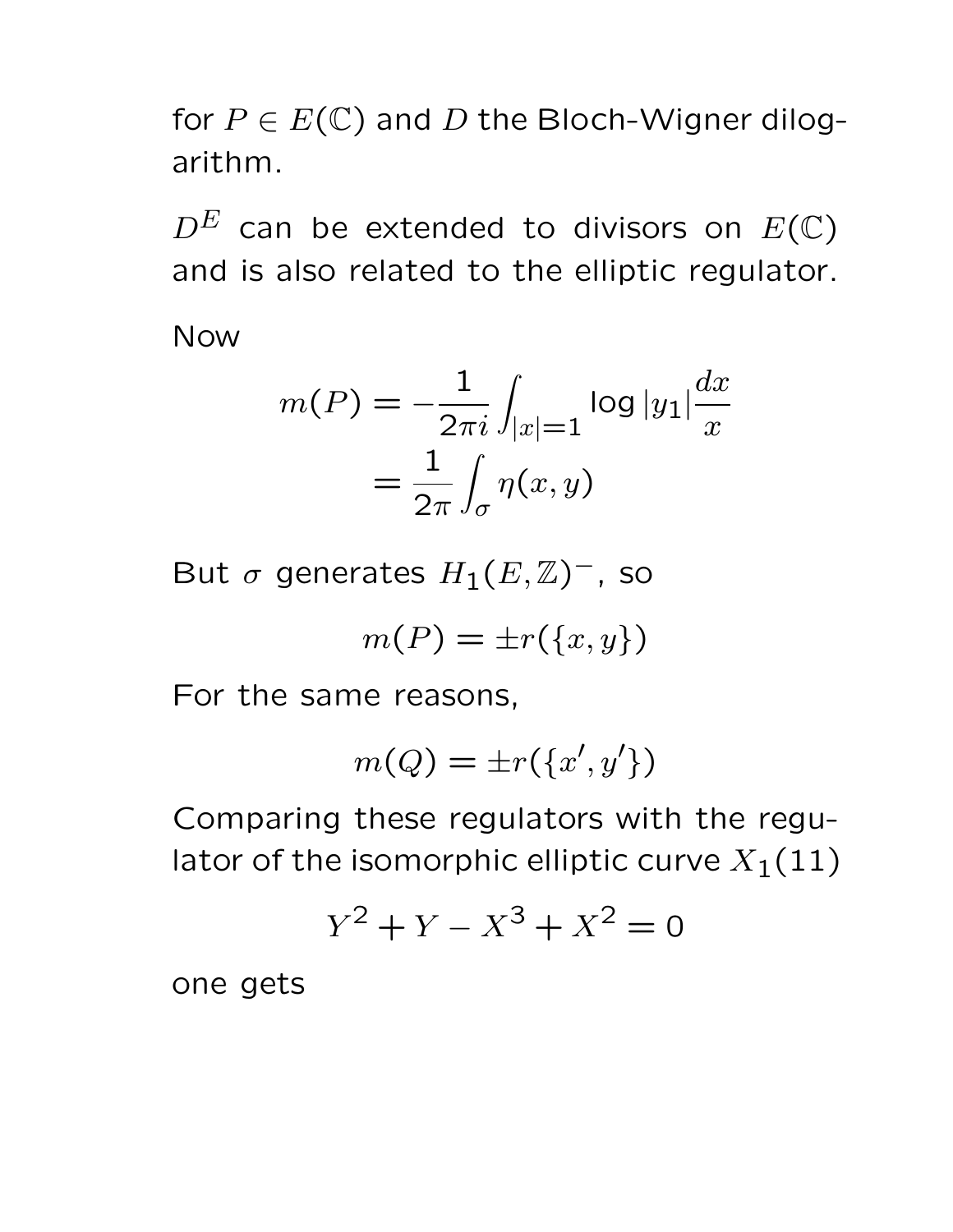for $P \in E(\mathbb{C})$ and $D$ the Bloch-Wigner dilogarithm.

$D^E$ can be extended to divisors on $E(\mathbb{C})$ and is also related to the elliptic regulator.

Now

$$m(P) = -\frac{1}{2\pi i}\int_{|x|=1} \log|y_1|\frac{dx}{x}$$
$$= \frac{1}{2\pi}\int_{\sigma} \eta(x,y)$$

But $\sigma$ generates $H_1(E,\mathbb{Z})^-$, so

$$m(P) = \pm r(\{x,y\})$$

For the same reasons,

$$m(Q) = \pm r(\{x',y'\})$$

Comparing these regulators with the regulator of the isomorphic elliptic curve $X_1(11)$

$$Y^2 + Y - X^3 + X^2 = 0$$

one gets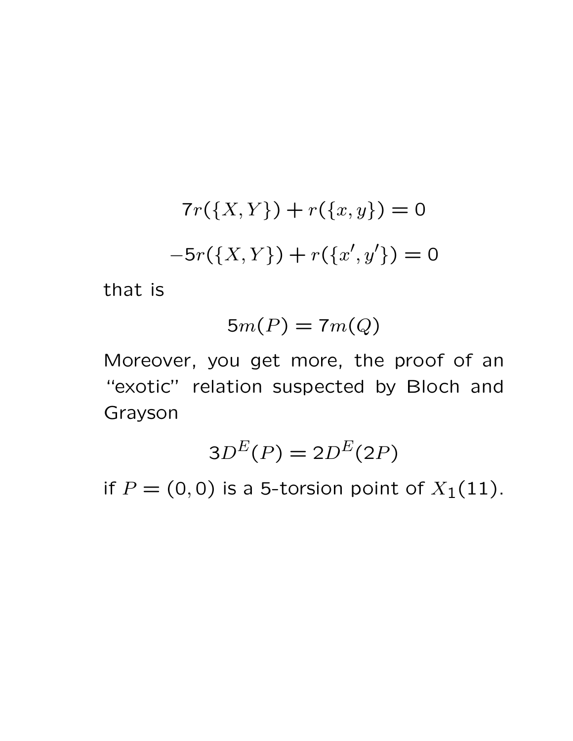$$7r(\{X, Y\}) + r(\{x, y\}) = 0$$

$$-5r(\{X, Y\}) + r(\{x', y'\}) = 0$$

that is

$$5m(P) = 7m(Q)$$

Moreover, you get more, the proof of an "exotic" relation suspected by Bloch and Grayson

$$3D^E(P) = 2D^E(2P)$$

if $P = (0, 0)$ is a 5-torsion point of $X_1(11)$.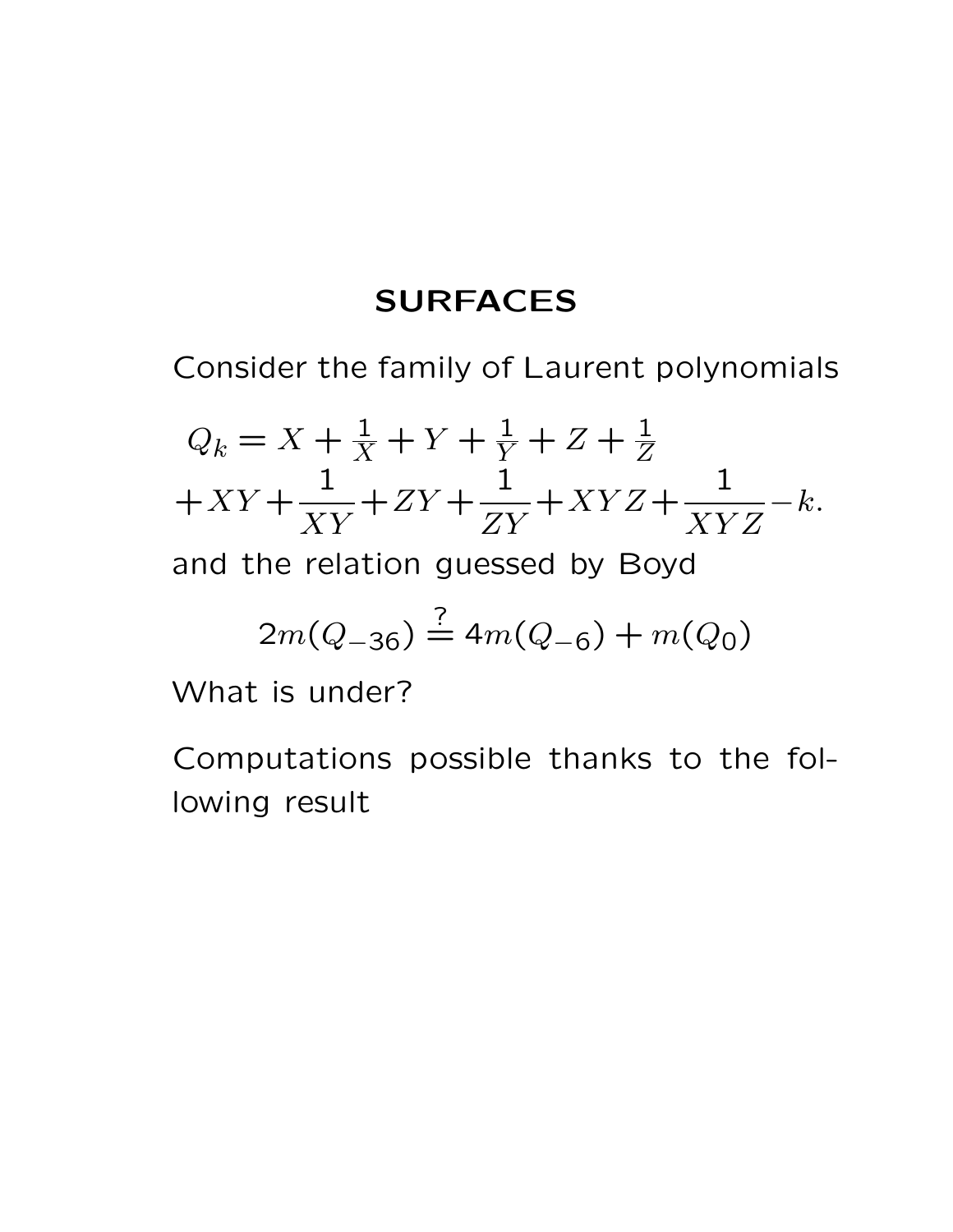# SURFACES

Consider the family of Laurent polynomials

$$Q_k = X + \frac{1}{X} + Y + \frac{1}{Y} + Z + \frac{1}{Z}$$
$$+XY + \frac{1}{XY} + ZY + \frac{1}{ZY} + XYZ + \frac{1}{XYZ} - k.$$

and the relation guessed by Boyd

$$2m(Q_{-36}) \stackrel{?}{=} 4m(Q_{-6}) + m(Q_0)$$

What is under?

Computations possible thanks to the following result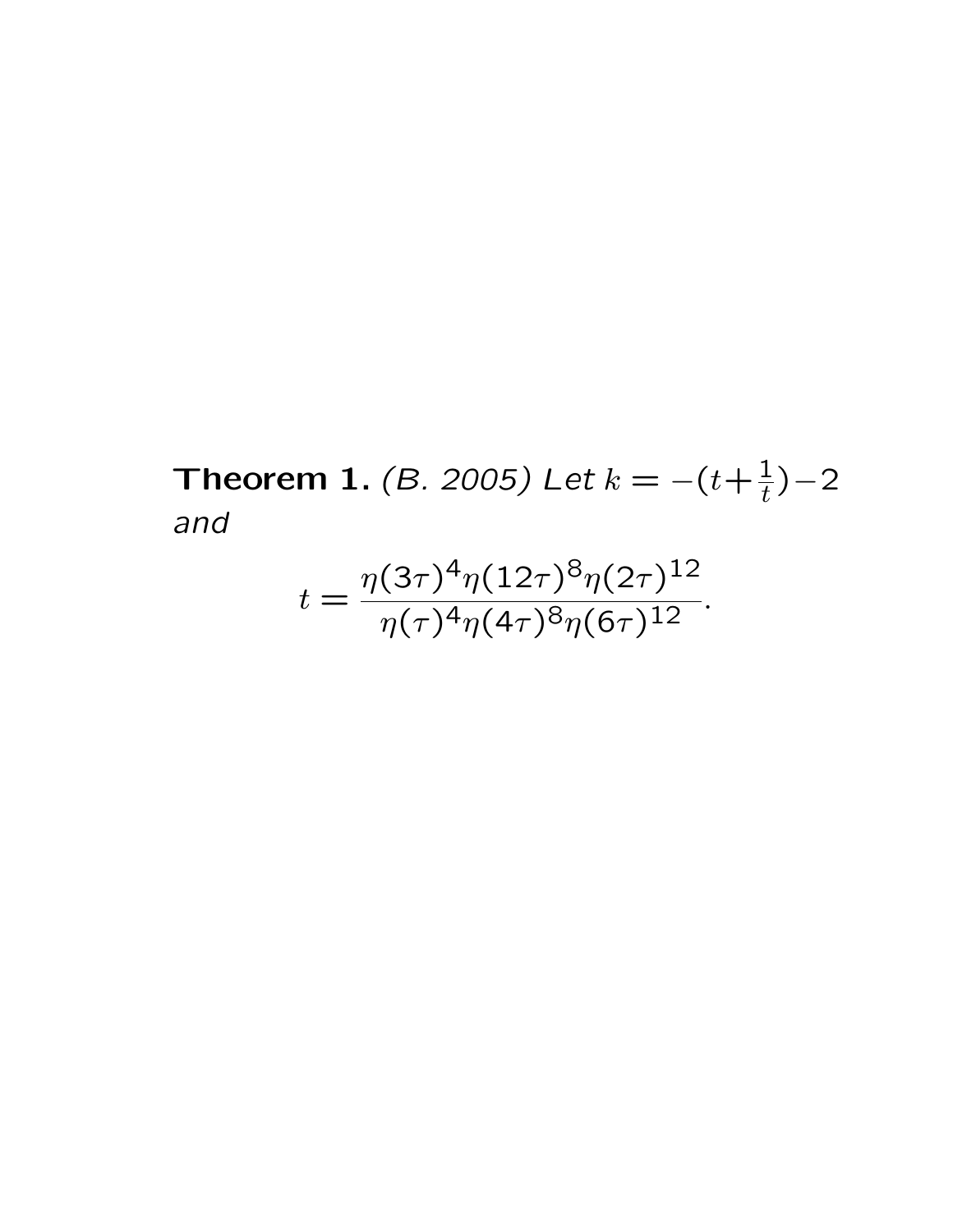**Theorem 1.** *(B. 2005) Let $k = -(t + \frac{1}{t}) - 2$ and*

$$t = \frac{\eta(3\tau)^4 \eta(12\tau)^8 \eta(2\tau)^{12}}{\eta(\tau)^4 \eta(4\tau)^8 \eta(6\tau)^{12}}.$$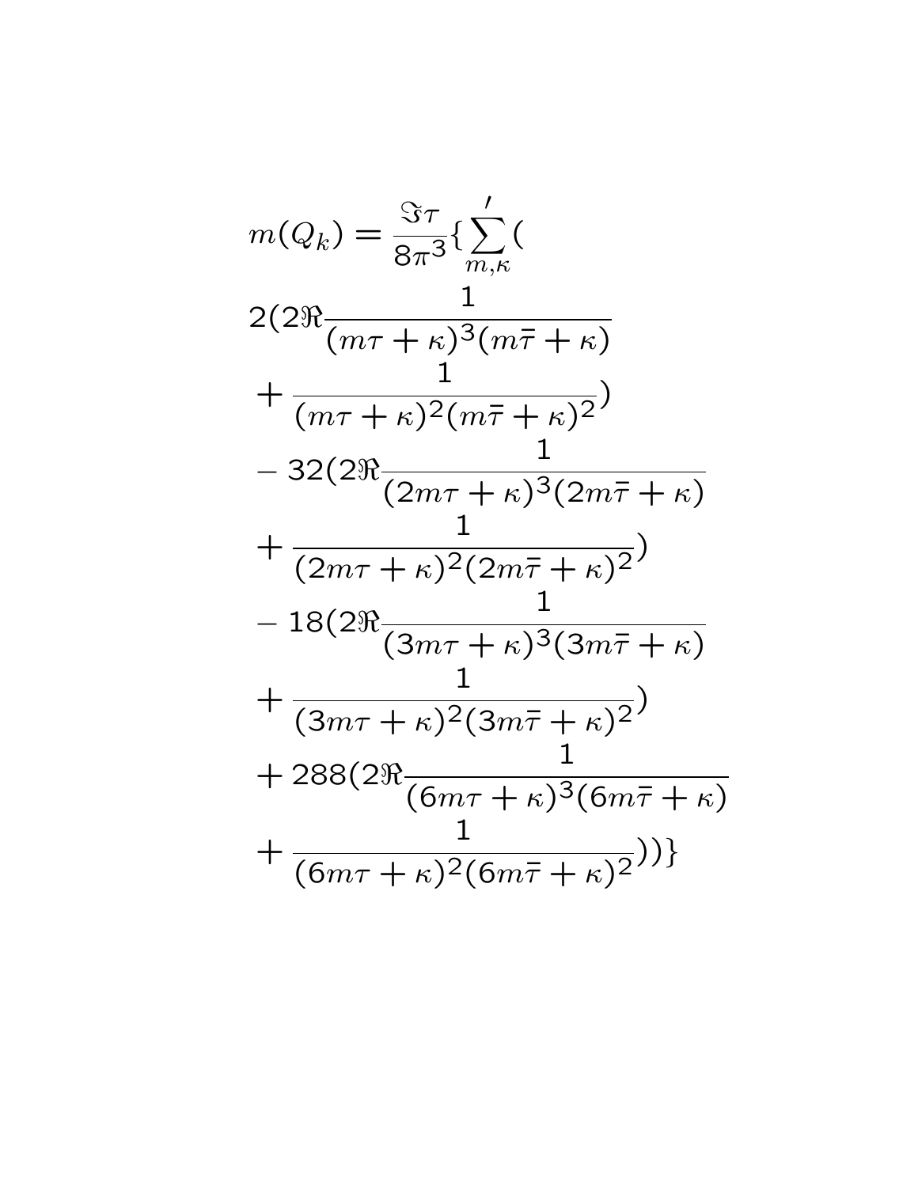$$
\begin{aligned}
m(Q_k) = \frac{\Im\tau}{8\pi^3}\{\sum_{m,\kappa}{}' ( \\
2(2\Re\frac{1}{(m\tau+\kappa)^3(m\bar{\tau}+\kappa)} \\
+\frac{1}{(m\tau+\kappa)^2(m\bar{\tau}+\kappa)^2}) \\
-32(2\Re\frac{1}{(2m\tau+\kappa)^3(2m\bar{\tau}+\kappa)} \\
+\frac{1}{(2m\tau+\kappa)^2(2m\bar{\tau}+\kappa)^2}) \\
-18(2\Re\frac{1}{(3m\tau+\kappa)^3(3m\bar{\tau}+\kappa)} \\
+\frac{1}{(3m\tau+\kappa)^2(3m\bar{\tau}+\kappa)^2}) \\
+288(2\Re\frac{1}{(6m\tau+\kappa)^3(6m\bar{\tau}+\kappa)} \\
+\frac{1}{(6m\tau+\kappa)^2(6m\bar{\tau}+\kappa)^2}))\}
\end{aligned}
$$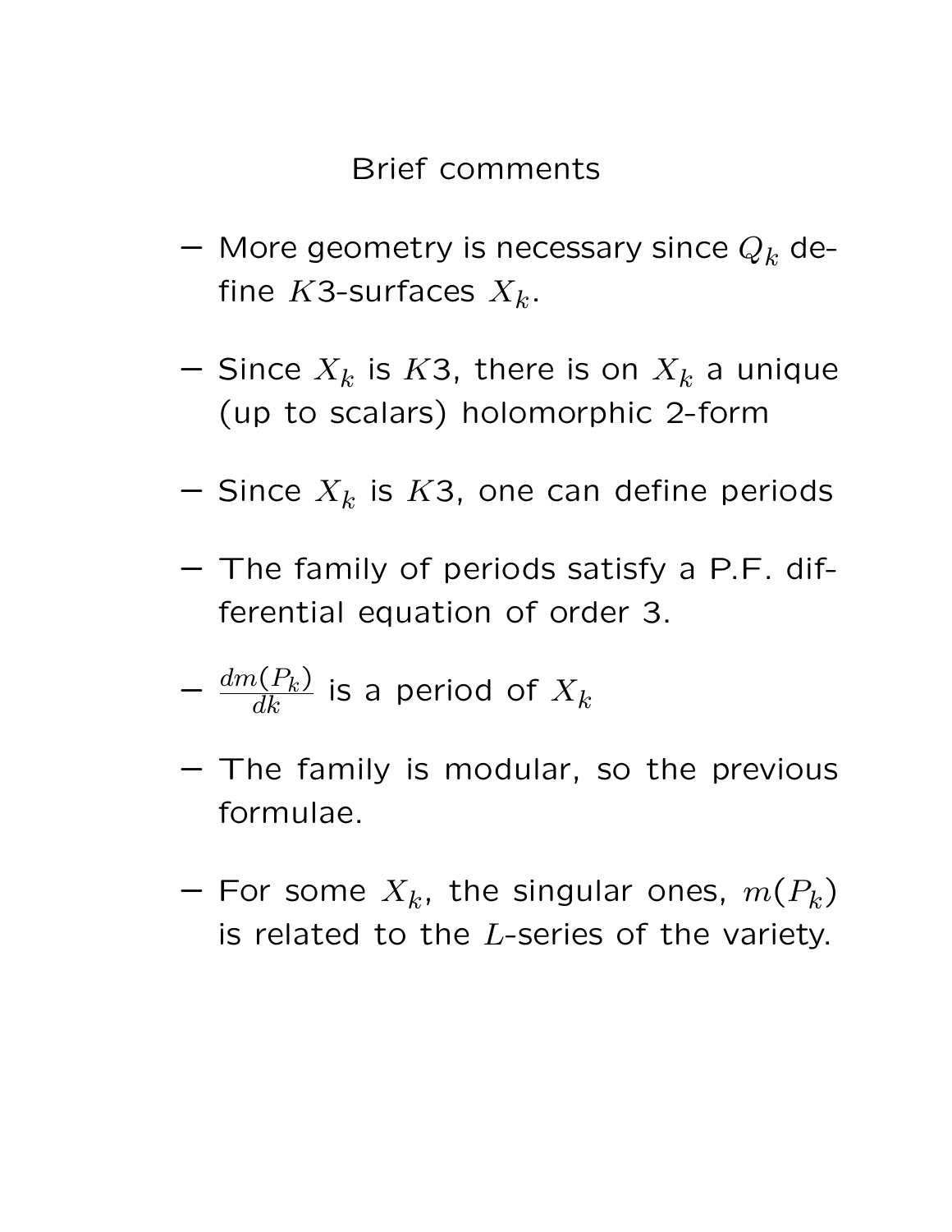# Brief comments

- More geometry is necessary since $Q_k$ define $K3$-surfaces $X_k$.
- Since $X_k$ is $K3$, there is on $X_k$ a unique (up to scalars) holomorphic 2-form
- Since $X_k$ is $K3$, one can define periods
- The family of periods satisfy a P.F. differential equation of order 3.
- $\frac{dm(P_k)}{dk}$ is a period of $X_k$
- The family is modular, so the previous formulae.
- For some $X_k$, the singular ones, $m(P_k)$ is related to the $L$-series of the variety.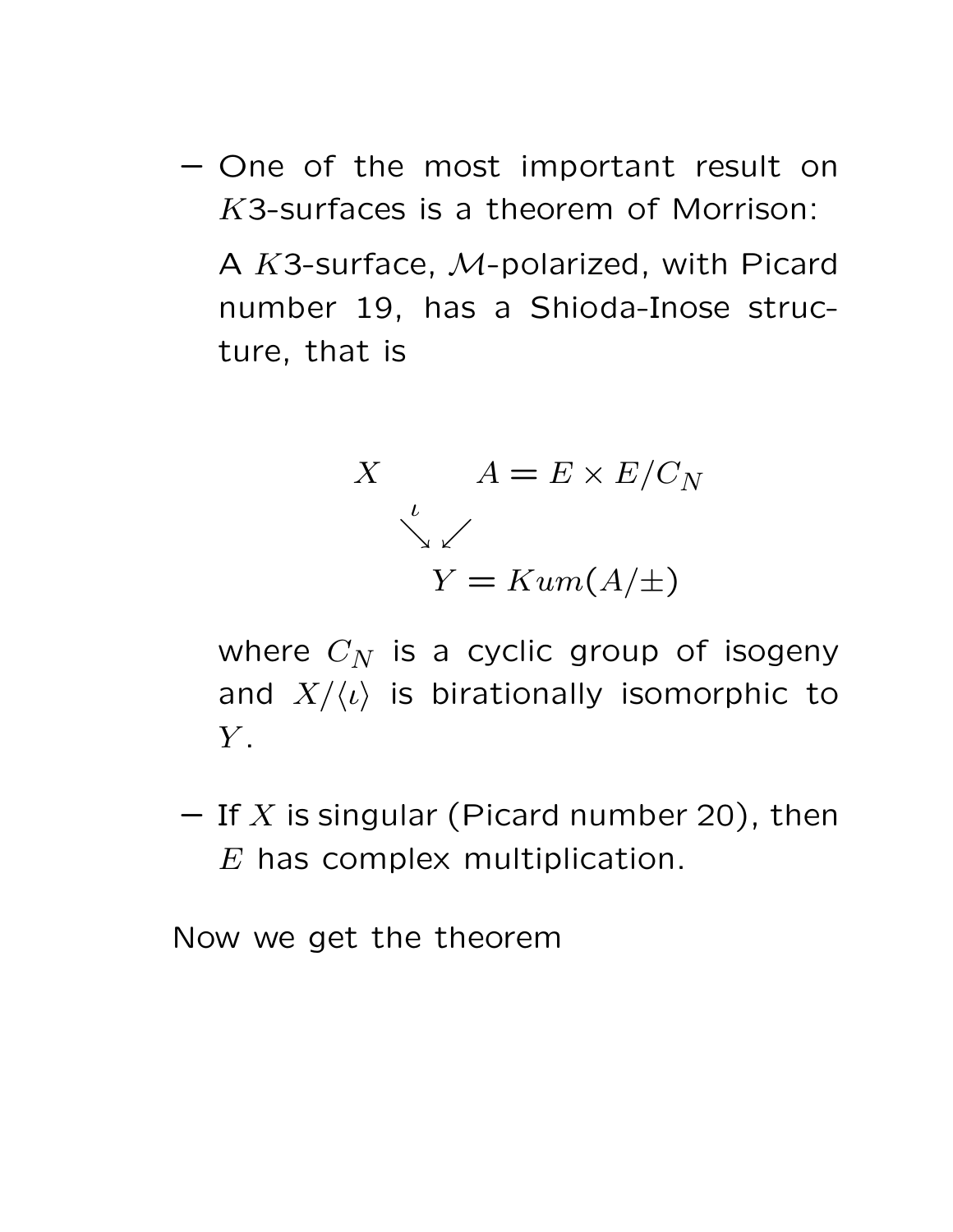- One of the most important result on $K3$-surfaces is a theorem of Morrison:

  A $K3$-surface, $\mathcal{M}$-polarized, with Picard number 19, has a Shioda-Inose structure, that is

$$
\begin{array}{ccc}
X & & A = E \times E/C_N \\
& \overset{\iota}{\searrow} \swarrow & \\
& Y = Kum(A/\pm) &
\end{array}
$$

  where $C_N$ is a cyclic group of isogeny and $X/\langle\iota\rangle$ is birationally isomorphic to $Y$.

- If $X$ is singular (Picard number 20), then $E$ has complex multiplication.

Now we get the theorem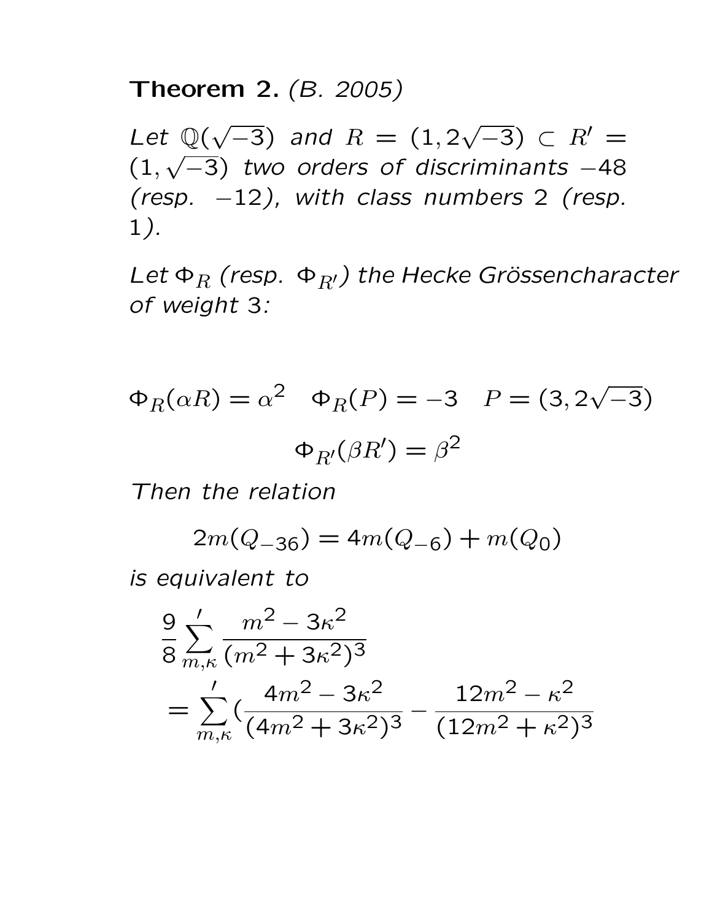**Theorem 2.** *(B. 2005)*

*Let* $\mathbb{Q}(\sqrt{-3})$ *and* $R = (1, 2\sqrt{-3}) \subset R' = (1, \sqrt{-3})$ *two orders of discriminants* $-48$ *(resp.* $-12$*), with class numbers* $2$ *(resp.* $1$*).*

*Let* $\Phi_R$ *(resp.* $\Phi_{R'}$*) the Hecke Grössencharacter of weight* $3$*:*

$$\Phi_R(\alpha R) = \alpha^2 \quad \Phi_R(P) = -3 \quad P = (3, 2\sqrt{-3})$$

$$\Phi_{R'}(\beta R') = \beta^2$$

*Then the relation*

$$2m(Q_{-36}) = 4m(Q_{-6}) + m(Q_0)$$

*is equivalent to*

$$\frac{9}{8}\sum_{m,\kappa}{}' \frac{m^2 - 3\kappa^2}{(m^2 + 3\kappa^2)^3}$$

$$= \sum_{m,\kappa}{}' \left(\frac{4m^2 - 3\kappa^2}{(4m^2 + 3\kappa^2)^3} - \frac{12m^2 - \kappa^2}{(12m^2 + \kappa^2)^3}\right)$$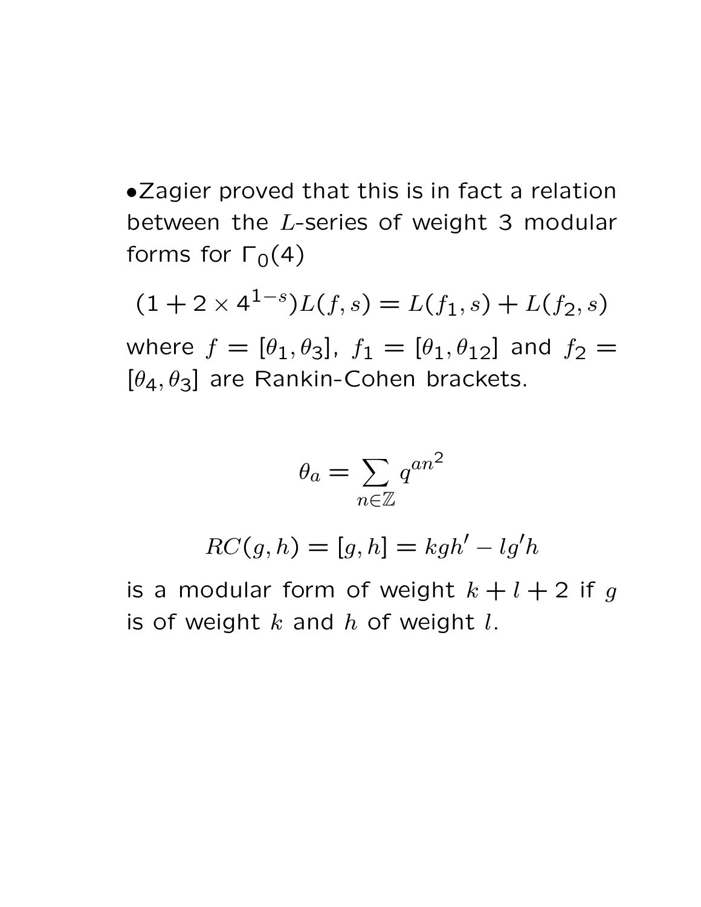- Zagier proved that this is in fact a relation between the $L$-series of weight 3 modular forms for $\Gamma_0(4)$

$$(1 + 2 \times 4^{1-s})L(f, s) = L(f_1, s) + L(f_2, s)$$

where $f = [\theta_1, \theta_3]$, $f_1 = [\theta_1, \theta_{12}]$ and $f_2 = [\theta_4, \theta_3]$ are Rankin-Cohen brackets.

$$\theta_a = \sum_{n \in \mathbb{Z}} q^{an^2}$$

$$RC(g, h) = [g, h] = kgh' - lg'h$$

is a modular form of weight $k + l + 2$ if $g$ is of weight $k$ and $h$ of weight $l$.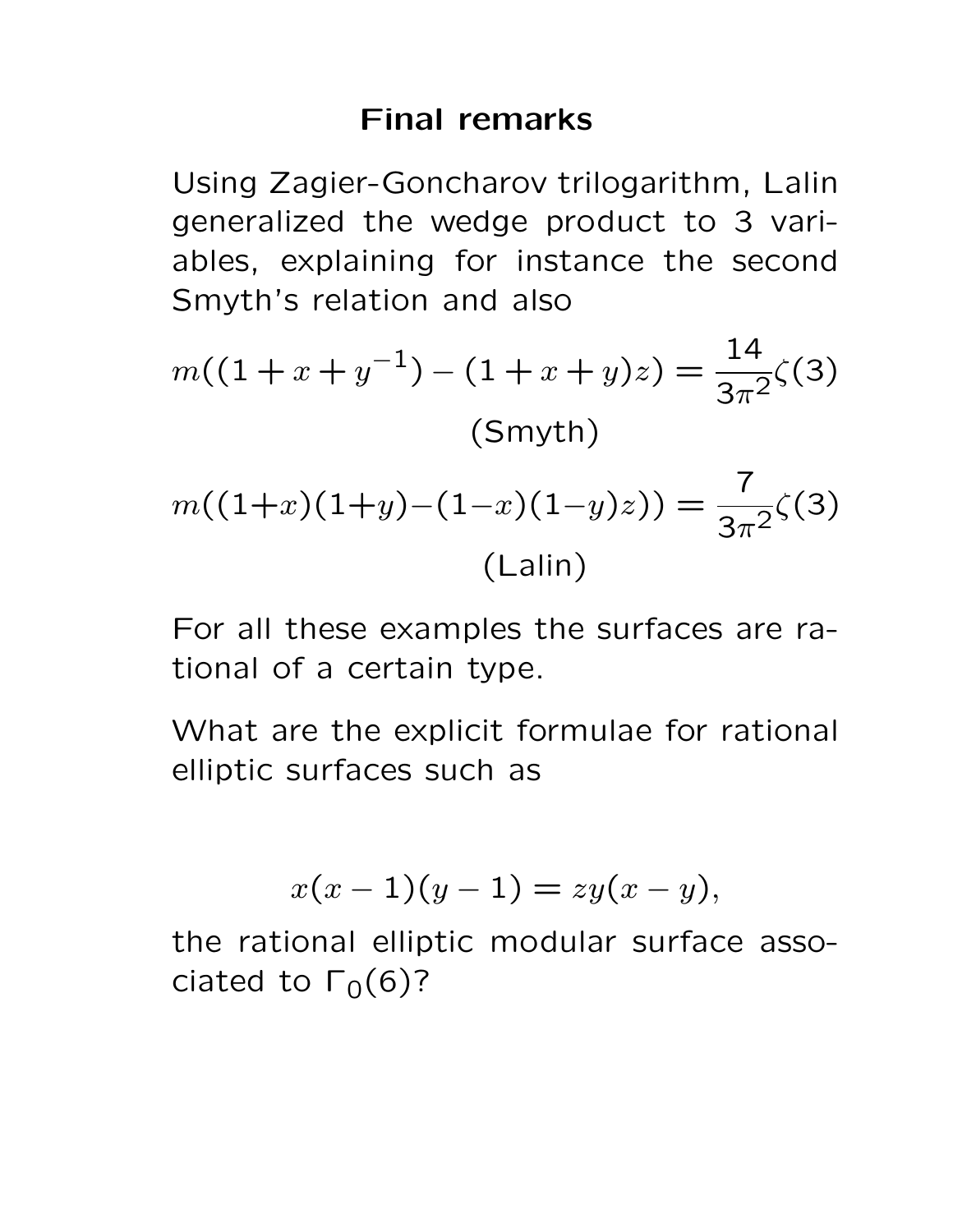## Final remarks

Using Zagier-Goncharov trilogarithm, Lalin generalized the wedge product to 3 variables, explaining for instance the second Smyth's relation and also

$$m((1+x+y^{-1})-(1+x+y)z) = \frac{14}{3\pi^2}\zeta(3)$$

(Smyth)

$$m((1+x)(1+y)-(1-x)(1-y)z)) = \frac{7}{3\pi^2}\zeta(3)$$

(Lalin)

For all these examples the surfaces are rational of a certain type.

What are the explicit formulae for rational elliptic surfaces such as

$$x(x-1)(y-1) = zy(x-y),$$

the rational elliptic modular surface associated to $\Gamma_0(6)$?